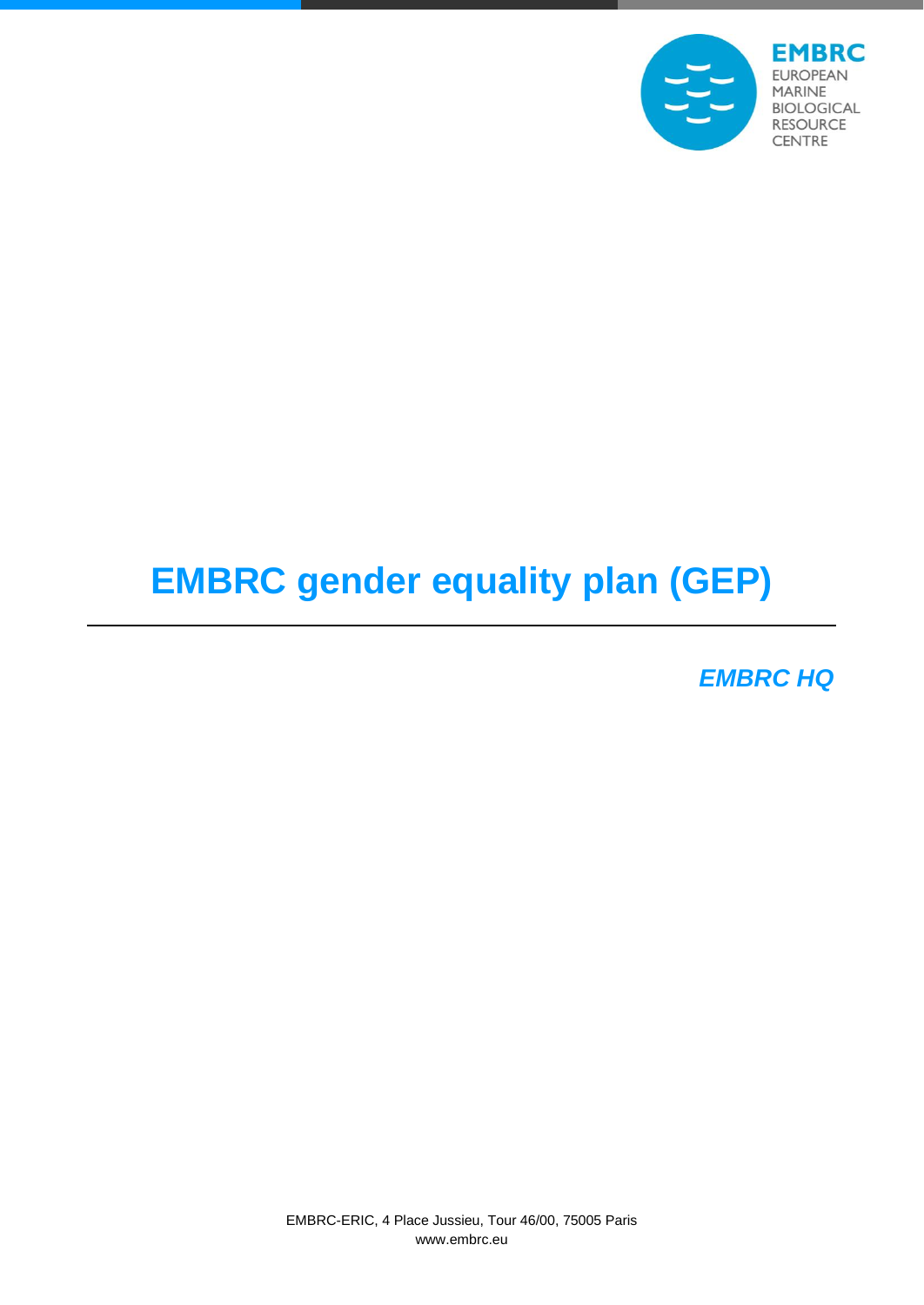EMBRC
EUROPEAN
MARINE
BIOLOGICAL
RESOURCE
CENTRE

# EMBRC gender equality plan (GEP)

***EMBRC HQ***

EMBRC-ERIC, 4 Place Jussieu, Tour 46/00, 75005 Paris
www.embrc.eu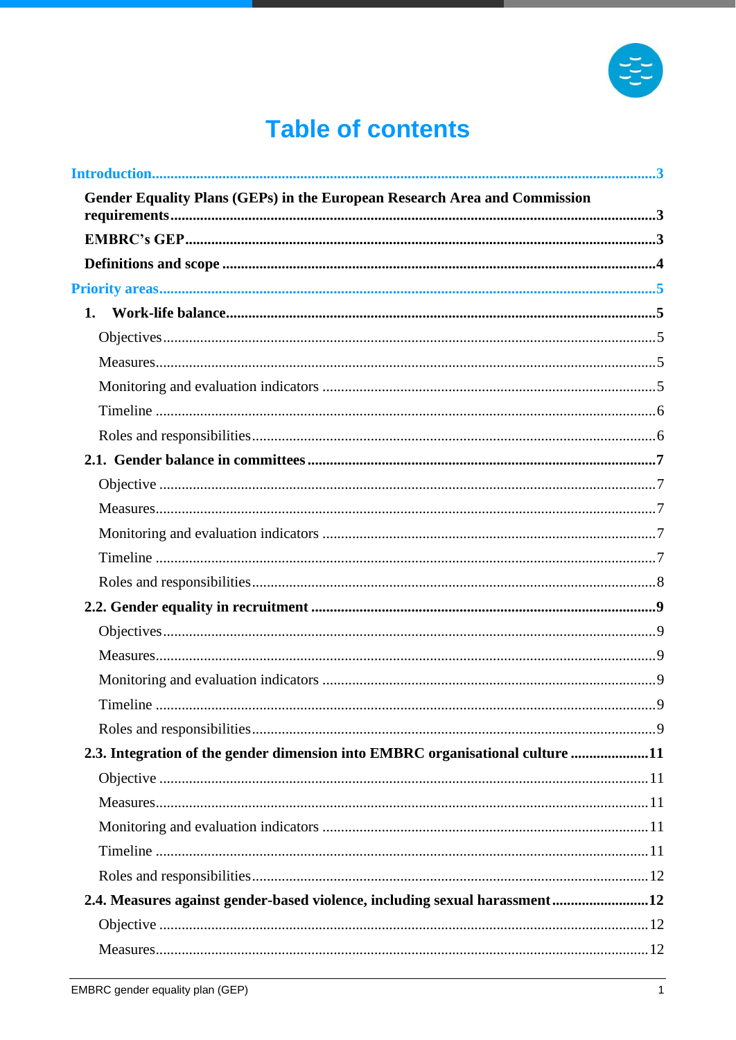# Table of contents

**Introduction** ... 3

- **Gender Equality Plans (GEPs) in the European Research Area and Commission requirements** ... 3
- **EMBRC's GEP** ... 3
- **Definitions and scope** ... 4

**Priority areas** ... 5

- **1. Work-life balance** ... 5
  - Objectives ... 5
  - Measures ... 5
  - Monitoring and evaluation indicators ... 5
  - Timeline ... 6
  - Roles and responsibilities ... 6
- **2.1. Gender balance in committees** ... 7
  - Objective ... 7
  - Measures ... 7
  - Monitoring and evaluation indicators ... 7
  - Timeline ... 7
  - Roles and responsibilities ... 8
- **2.2. Gender equality in recruitment** ... 9
  - Objectives ... 9
  - Measures ... 9
  - Monitoring and evaluation indicators ... 9
  - Timeline ... 9
  - Roles and responsibilities ... 9
- **2.3. Integration of the gender dimension into EMBRC organisational culture** ... 11
  - Objective ... 11
  - Measures ... 11
  - Monitoring and evaluation indicators ... 11
  - Timeline ... 11
  - Roles and responsibilities ... 12
- **2.4. Measures against gender-based violence, including sexual harassment** ... 12
  - Objective ... 12
  - Measures ... 12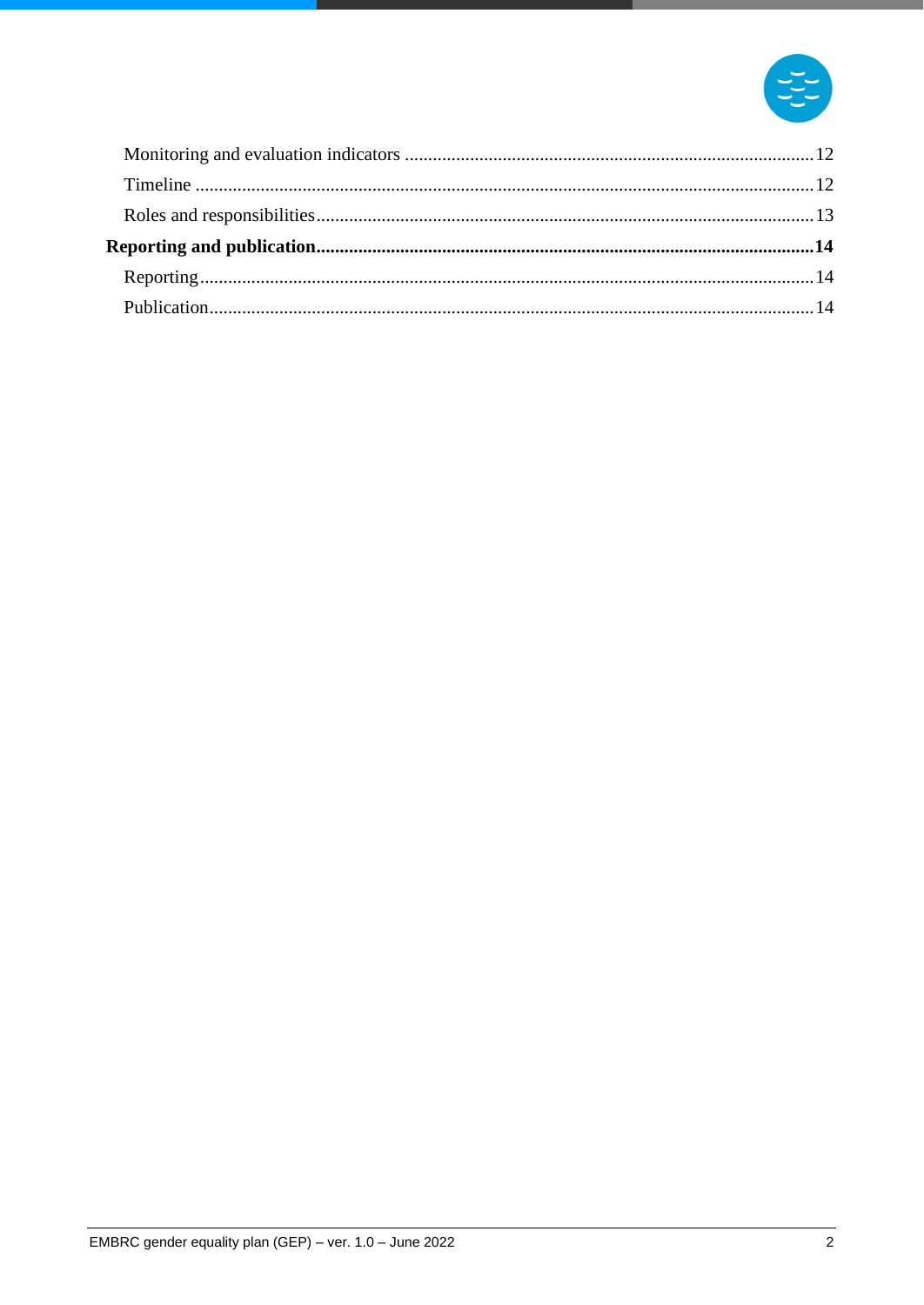- Monitoring and evaluation indicators ....................................................................................... 12
- Timeline ................................................................................................................................... 12
- Roles and responsibilities .......................................................................................................... 13

**Reporting and publication** .......................................................................................................... **14**

- Reporting .................................................................................................................................. 14
- Publication ................................................................................................................................ 14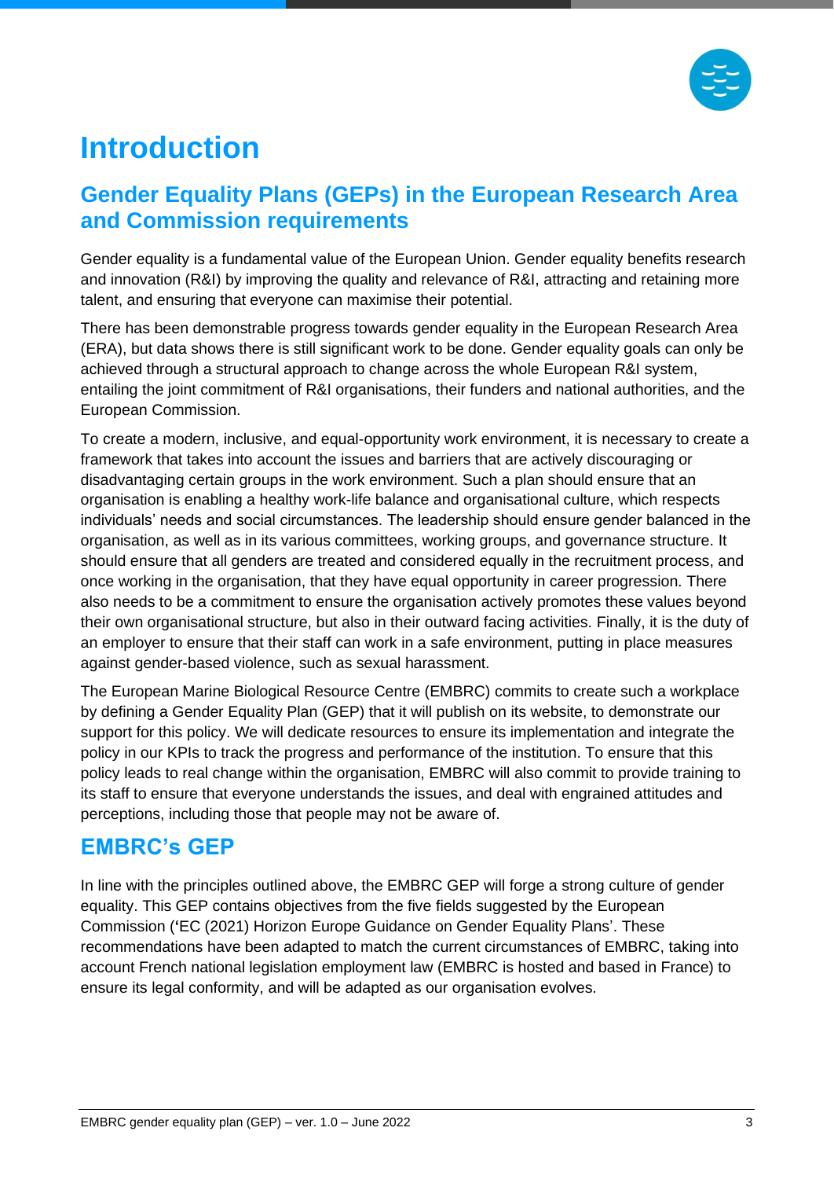# Introduction

## Gender Equality Plans (GEPs) in the European Research Area and Commission requirements

Gender equality is a fundamental value of the European Union. Gender equality benefits research and innovation (R&I) by improving the quality and relevance of R&I, attracting and retaining more talent, and ensuring that everyone can maximise their potential.

There has been demonstrable progress towards gender equality in the European Research Area (ERA), but data shows there is still significant work to be done. Gender equality goals can only be achieved through a structural approach to change across the whole European R&I system, entailing the joint commitment of R&I organisations, their funders and national authorities, and the European Commission.

To create a modern, inclusive, and equal-opportunity work environment, it is necessary to create a framework that takes into account the issues and barriers that are actively discouraging or disadvantaging certain groups in the work environment. Such a plan should ensure that an organisation is enabling a healthy work-life balance and organisational culture, which respects individuals' needs and social circumstances. The leadership should ensure gender balanced in the organisation, as well as in its various committees, working groups, and governance structure. It should ensure that all genders are treated and considered equally in the recruitment process, and once working in the organisation, that they have equal opportunity in career progression. There also needs to be a commitment to ensure the organisation actively promotes these values beyond their own organisational structure, but also in their outward facing activities. Finally, it is the duty of an employer to ensure that their staff can work in a safe environment, putting in place measures against gender-based violence, such as sexual harassment.

The European Marine Biological Resource Centre (EMBRC) commits to create such a workplace by defining a Gender Equality Plan (GEP) that it will publish on its website, to demonstrate our support for this policy. We will dedicate resources to ensure its implementation and integrate the policy in our KPIs to track the progress and performance of the institution. To ensure that this policy leads to real change within the organisation, EMBRC will also commit to provide training to its staff to ensure that everyone understands the issues, and deal with engrained attitudes and perceptions, including those that people may not be aware of.

## EMBRC's GEP

In line with the principles outlined above, the EMBRC GEP will forge a strong culture of gender equality. This GEP contains objectives from the five fields suggested by the European Commission ('EC (2021) Horizon Europe Guidance on Gender Equality Plans'. These recommendations have been adapted to match the current circumstances of EMBRC, taking into account French national legislation employment law (EMBRC is hosted and based in France) to ensure its legal conformity, and will be adapted as our organisation evolves.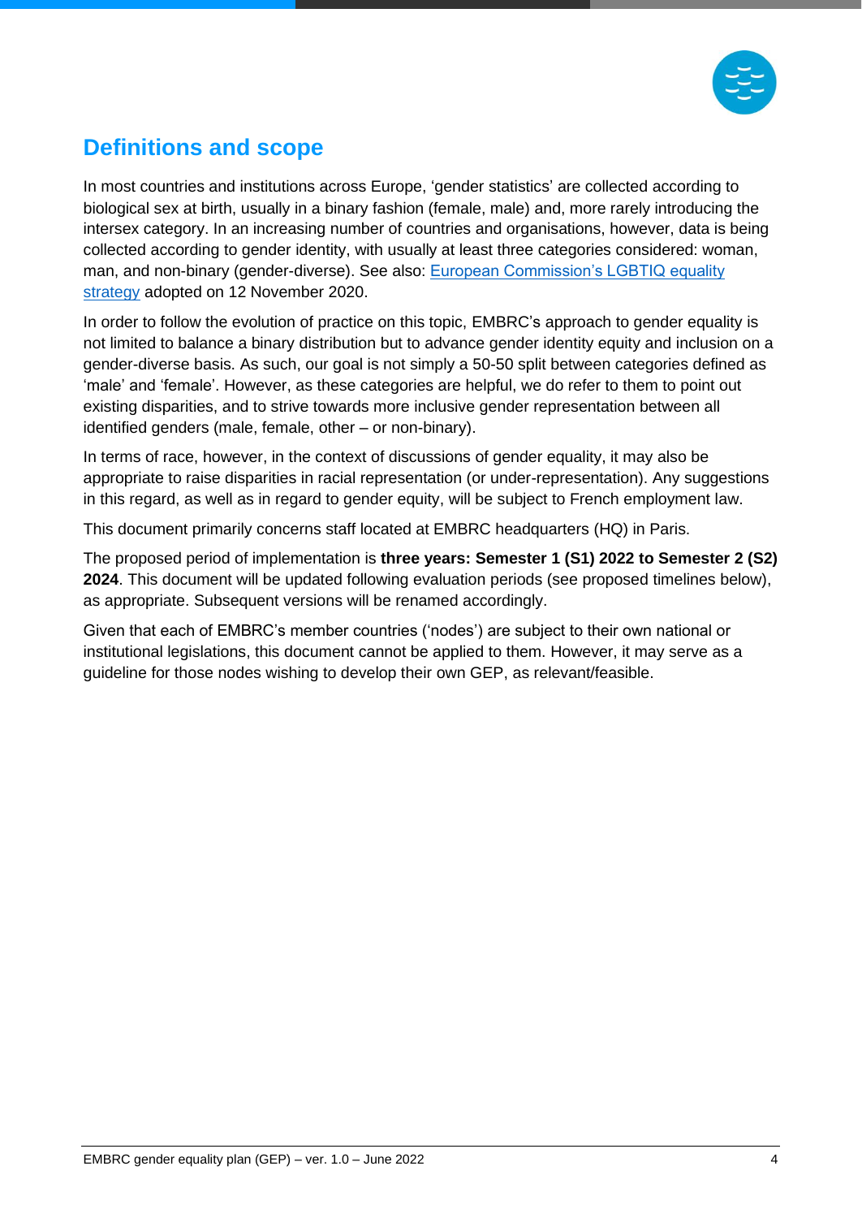## Definitions and scope

In most countries and institutions across Europe, 'gender statistics' are collected according to biological sex at birth, usually in a binary fashion (female, male) and, more rarely introducing the intersex category. In an increasing number of countries and organisations, however, data is being collected according to gender identity, with usually at least three categories considered: woman, man, and non-binary (gender-diverse). See also: European Commission's LGBTIQ equality strategy adopted on 12 November 2020.

In order to follow the evolution of practice on this topic, EMBRC's approach to gender equality is not limited to balance a binary distribution but to advance gender identity equity and inclusion on a gender-diverse basis. As such, our goal is not simply a 50-50 split between categories defined as 'male' and 'female'. However, as these categories are helpful, we do refer to them to point out existing disparities, and to strive towards more inclusive gender representation between all identified genders (male, female, other – or non-binary).

In terms of race, however, in the context of discussions of gender equality, it may also be appropriate to raise disparities in racial representation (or under-representation). Any suggestions in this regard, as well as in regard to gender equity, will be subject to French employment law.

This document primarily concerns staff located at EMBRC headquarters (HQ) in Paris.

The proposed period of implementation is **three years: Semester 1 (S1) 2022 to Semester 2 (S2) 2024**. This document will be updated following evaluation periods (see proposed timelines below), as appropriate. Subsequent versions will be renamed accordingly.

Given that each of EMBRC's member countries ('nodes') are subject to their own national or institutional legislations, this document cannot be applied to them. However, it may serve as a guideline for those nodes wishing to develop their own GEP, as relevant/feasible.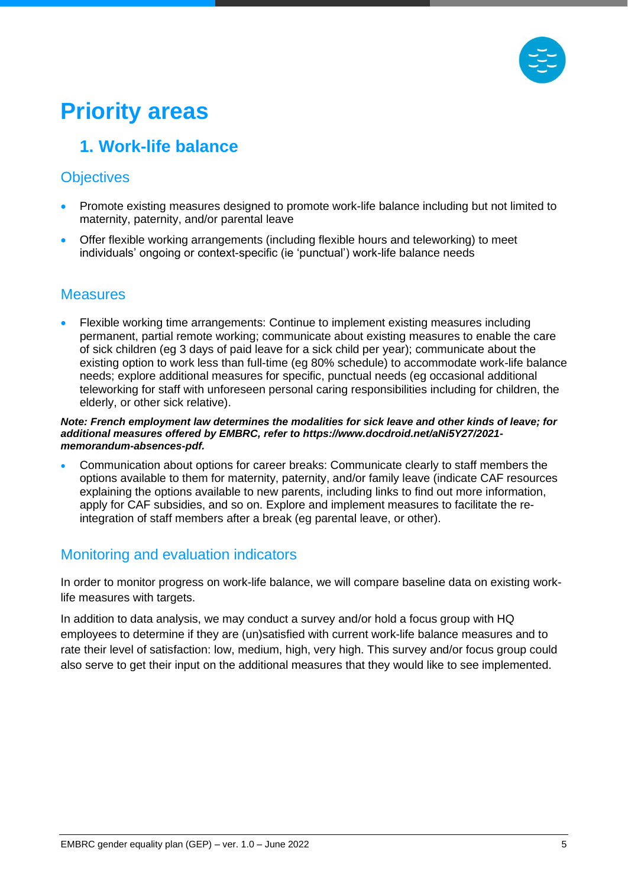# Priority areas

## 1. Work-life balance

### Objectives

- Promote existing measures designed to promote work-life balance including but not limited to maternity, paternity, and/or parental leave
- Offer flexible working arrangements (including flexible hours and teleworking) to meet individuals' ongoing or context-specific (ie 'punctual') work-life balance needs

### Measures

- Flexible working time arrangements: Continue to implement existing measures including permanent, partial remote working; communicate about existing measures to enable the care of sick children (eg 3 days of paid leave for a sick child per year); communicate about the existing option to work less than full-time (eg 80% schedule) to accommodate work-life balance needs; explore additional measures for specific, punctual needs (eg occasional additional teleworking for staff with unforeseen personal caring responsibilities including for children, the elderly, or other sick relative).

***Note: French employment law determines the modalities for sick leave and other kinds of leave; for additional measures offered by EMBRC, refer to https://www.docdroid.net/aNi5Y27/2021-memorandum-absences-pdf.***

- Communication about options for career breaks: Communicate clearly to staff members the options available to them for maternity, paternity, and/or family leave (indicate CAF resources explaining the options available to new parents, including links to find out more information, apply for CAF subsidies, and so on. Explore and implement measures to facilitate the re-integration of staff members after a break (eg parental leave, or other).

### Monitoring and evaluation indicators

In order to monitor progress on work-life balance, we will compare baseline data on existing work-life measures with targets.

In addition to data analysis, we may conduct a survey and/or hold a focus group with HQ employees to determine if they are (un)satisfied with current work-life balance measures and to rate their level of satisfaction: low, medium, high, very high. This survey and/or focus group could also serve to get their input on the additional measures that they would like to see implemented.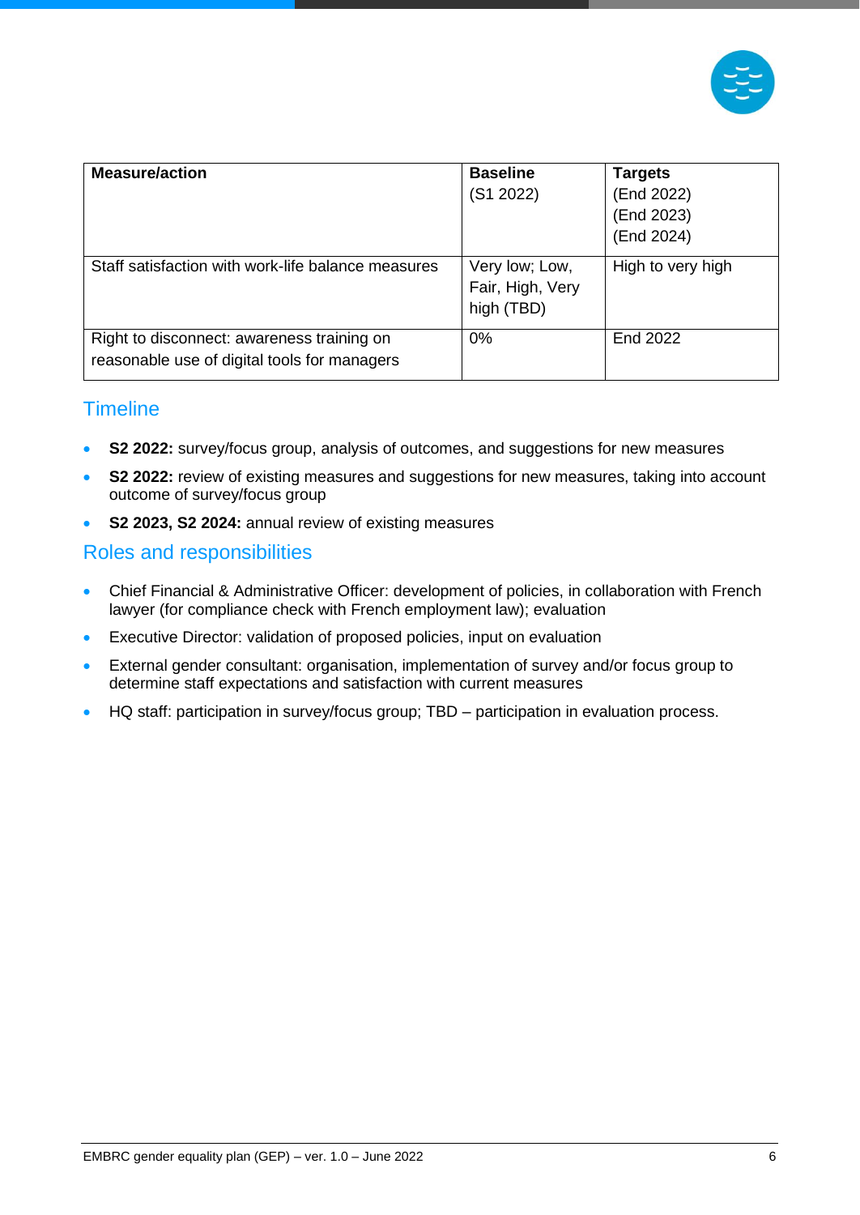| Measure/action | Baseline (S1 2022) | Targets (End 2022) (End 2023) (End 2024) |
|---|---|---|
| Staff satisfaction with work-life balance measures | Very low; Low, Fair, High, Very high (TBD) | High to very high |
| Right to disconnect: awareness training on reasonable use of digital tools for managers | 0% | End 2022 |

## Timeline

- **S2 2022:** survey/focus group, analysis of outcomes, and suggestions for new measures
- **S2 2022:** review of existing measures and suggestions for new measures, taking into account outcome of survey/focus group
- **S2 2023, S2 2024:** annual review of existing measures

## Roles and responsibilities

- Chief Financial & Administrative Officer: development of policies, in collaboration with French lawyer (for compliance check with French employment law); evaluation
- Executive Director: validation of proposed policies, input on evaluation
- External gender consultant: organisation, implementation of survey and/or focus group to determine staff expectations and satisfaction with current measures
- HQ staff: participation in survey/focus group; TBD – participation in evaluation process.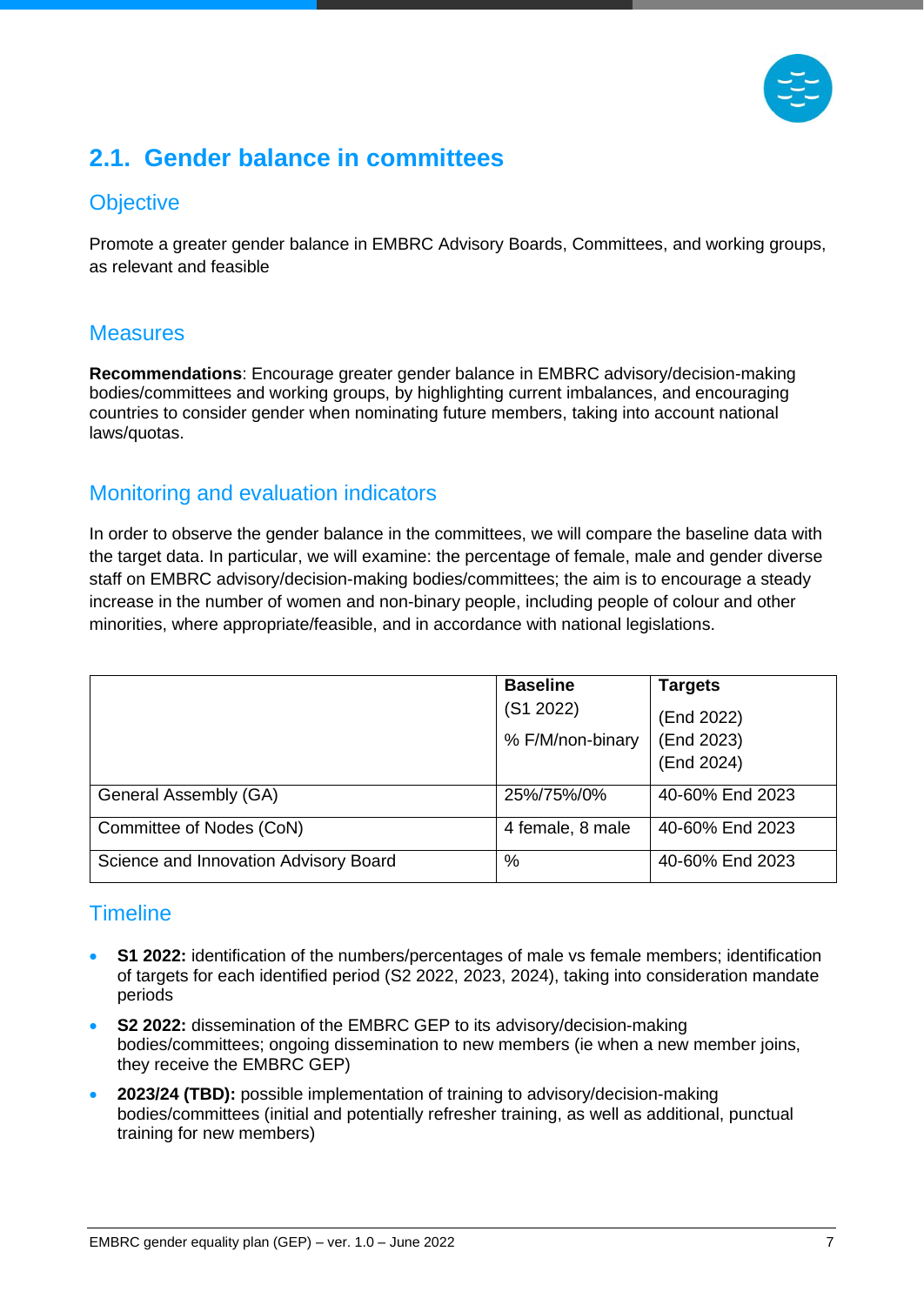## 2.1. Gender balance in committees

### Objective

Promote a greater gender balance in EMBRC Advisory Boards, Committees, and working groups, as relevant and feasible

### Measures

**Recommendations**: Encourage greater gender balance in EMBRC advisory/decision-making bodies/committees and working groups, by highlighting current imbalances, and encouraging countries to consider gender when nominating future members, taking into account national laws/quotas.

### Monitoring and evaluation indicators

In order to observe the gender balance in the committees, we will compare the baseline data with the target data. In particular, we will examine: the percentage of female, male and gender diverse staff on EMBRC advisory/decision-making bodies/committees; the aim is to encourage a steady increase in the number of women and non-binary people, including people of colour and other minorities, where appropriate/feasible, and in accordance with national legislations.

| | **Baseline** (S1 2022) % F/M/non-binary | **Targets** (End 2022) (End 2023) (End 2024) |
|---|---|---|
| General Assembly (GA) | 25%/75%/0% | 40-60% End 2023 |
| Committee of Nodes (CoN) | 4 female, 8 male | 40-60% End 2023 |
| Science and Innovation Advisory Board | % | 40-60% End 2023 |

### Timeline

- **S1 2022:** identification of the numbers/percentages of male vs female members; identification of targets for each identified period (S2 2022, 2023, 2024), taking into consideration mandate periods
- **S2 2022:** dissemination of the EMBRC GEP to its advisory/decision-making bodies/committees; ongoing dissemination to new members (ie when a new member joins, they receive the EMBRC GEP)
- **2023/24 (TBD):** possible implementation of training to advisory/decision-making bodies/committees (initial and potentially refresher training, as well as additional, punctual training for new members)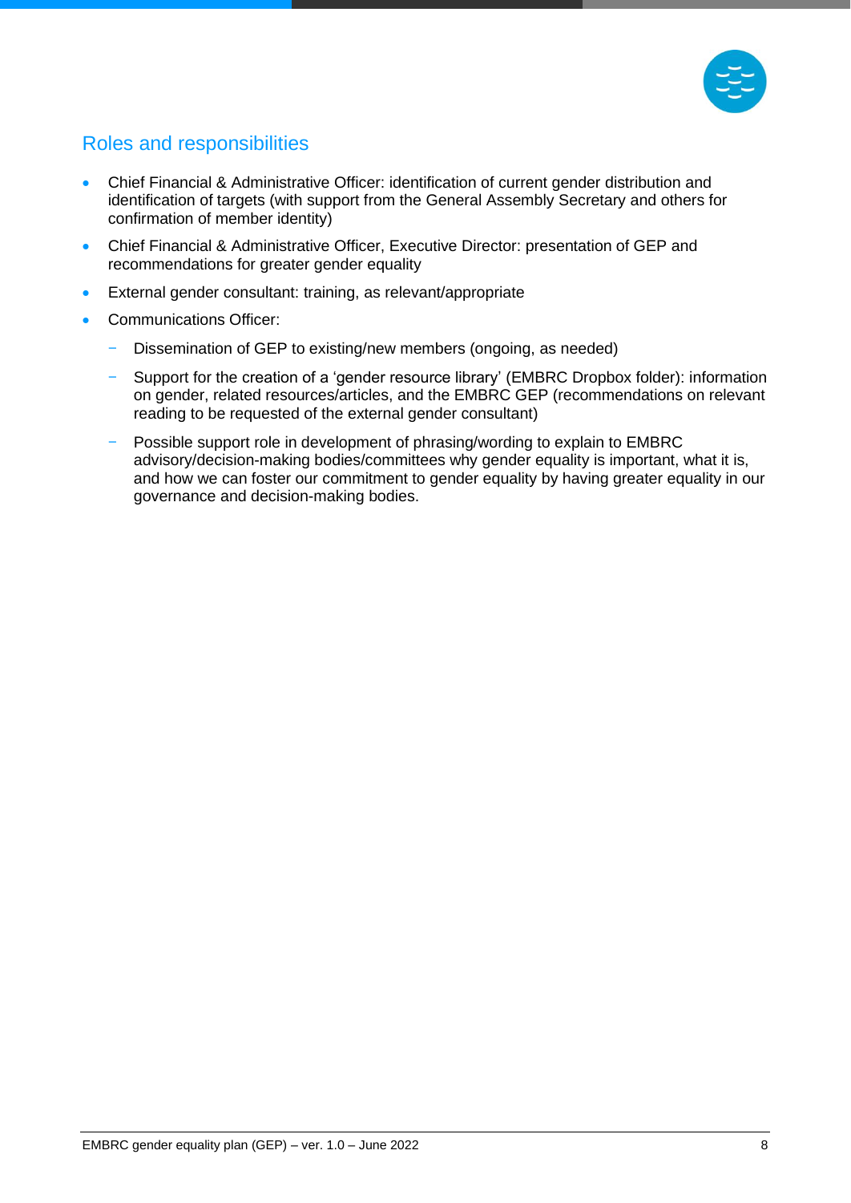## Roles and responsibilities

- Chief Financial & Administrative Officer: identification of current gender distribution and identification of targets (with support from the General Assembly Secretary and others for confirmation of member identity)
- Chief Financial & Administrative Officer, Executive Director: presentation of GEP and recommendations for greater gender equality
- External gender consultant: training, as relevant/appropriate
- Communications Officer:
  - Dissemination of GEP to existing/new members (ongoing, as needed)
  - Support for the creation of a 'gender resource library' (EMBRC Dropbox folder): information on gender, related resources/articles, and the EMBRC GEP (recommendations on relevant reading to be requested of the external gender consultant)
  - Possible support role in development of phrasing/wording to explain to EMBRC advisory/decision-making bodies/committees why gender equality is important, what it is, and how we can foster our commitment to gender equality by having greater equality in our governance and decision-making bodies.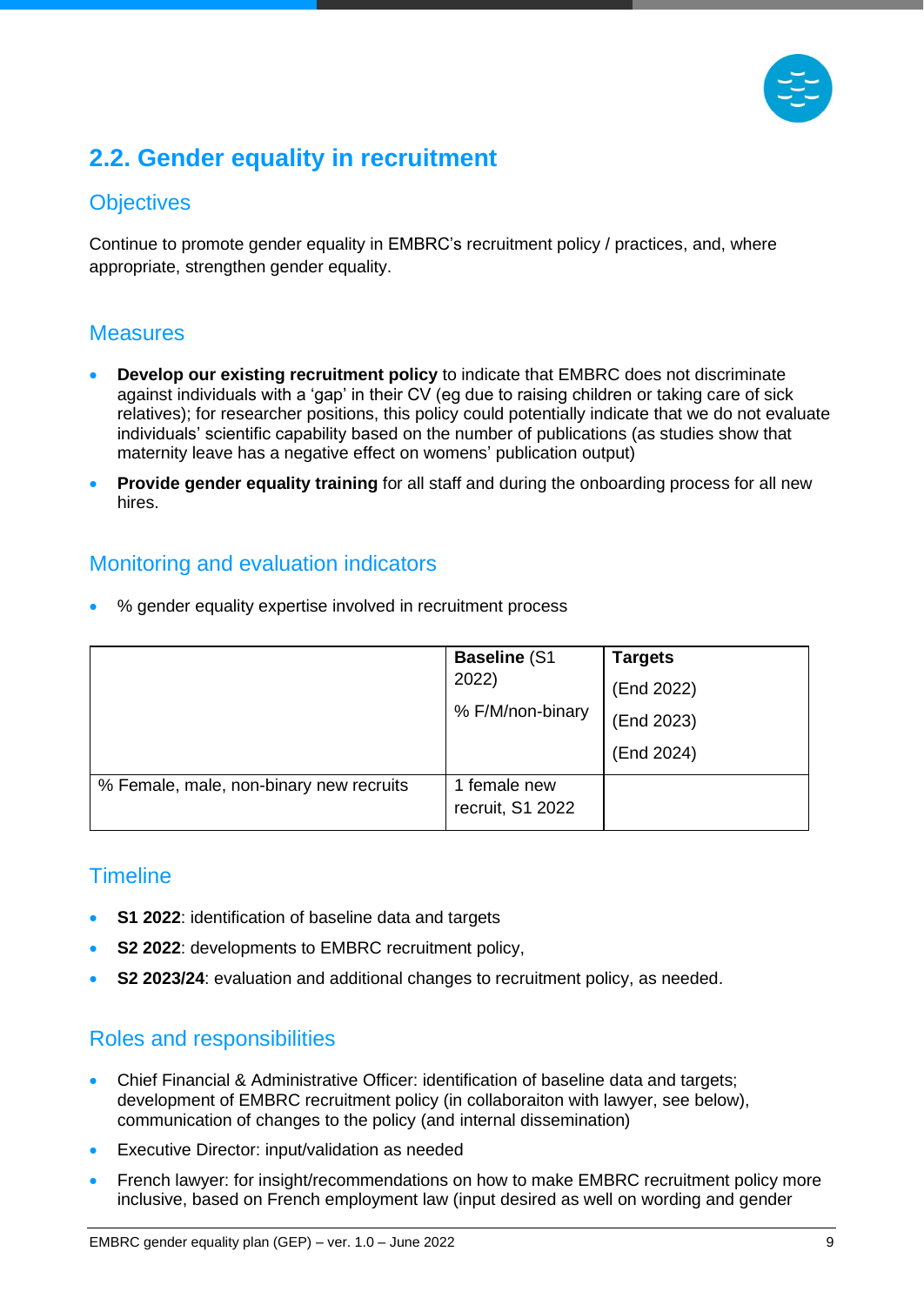## 2.2. Gender equality in recruitment

### Objectives

Continue to promote gender equality in EMBRC's recruitment policy / practices, and, where appropriate, strengthen gender equality.

### Measures

- **Develop our existing recruitment policy** to indicate that EMBRC does not discriminate against individuals with a 'gap' in their CV (eg due to raising children or taking care of sick relatives); for researcher positions, this policy could potentially indicate that we do not evaluate individuals' scientific capability based on the number of publications (as studies show that maternity leave has a negative effect on womens' publication output)
- **Provide gender equality training** for all staff and during the onboarding process for all new hires.

### Monitoring and evaluation indicators

- % gender equality expertise involved in recruitment process

| | **Baseline** (S1 2022)<br>% F/M/non-binary | **Targets**<br>(End 2022)<br>(End 2023)<br>(End 2024) |
|---|---|---|
| % Female, male, non-binary new recruits | 1 female new recruit, S1 2022 | |

### Timeline

- **S1 2022**: identification of baseline data and targets
- **S2 2022**: developments to EMBRC recruitment policy,
- **S2 2023/24**: evaluation and additional changes to recruitment policy, as needed.

### Roles and responsibilities

- Chief Financial & Administrative Officer: identification of baseline data and targets; development of EMBRC recruitment policy (in collaboraiton with lawyer, see below), communication of changes to the policy (and internal dissemination)
- Executive Director: input/validation as needed
- French lawyer: for insight/recommendations on how to make EMBRC recruitment policy more inclusive, based on French employment law (input desired as well on wording and gender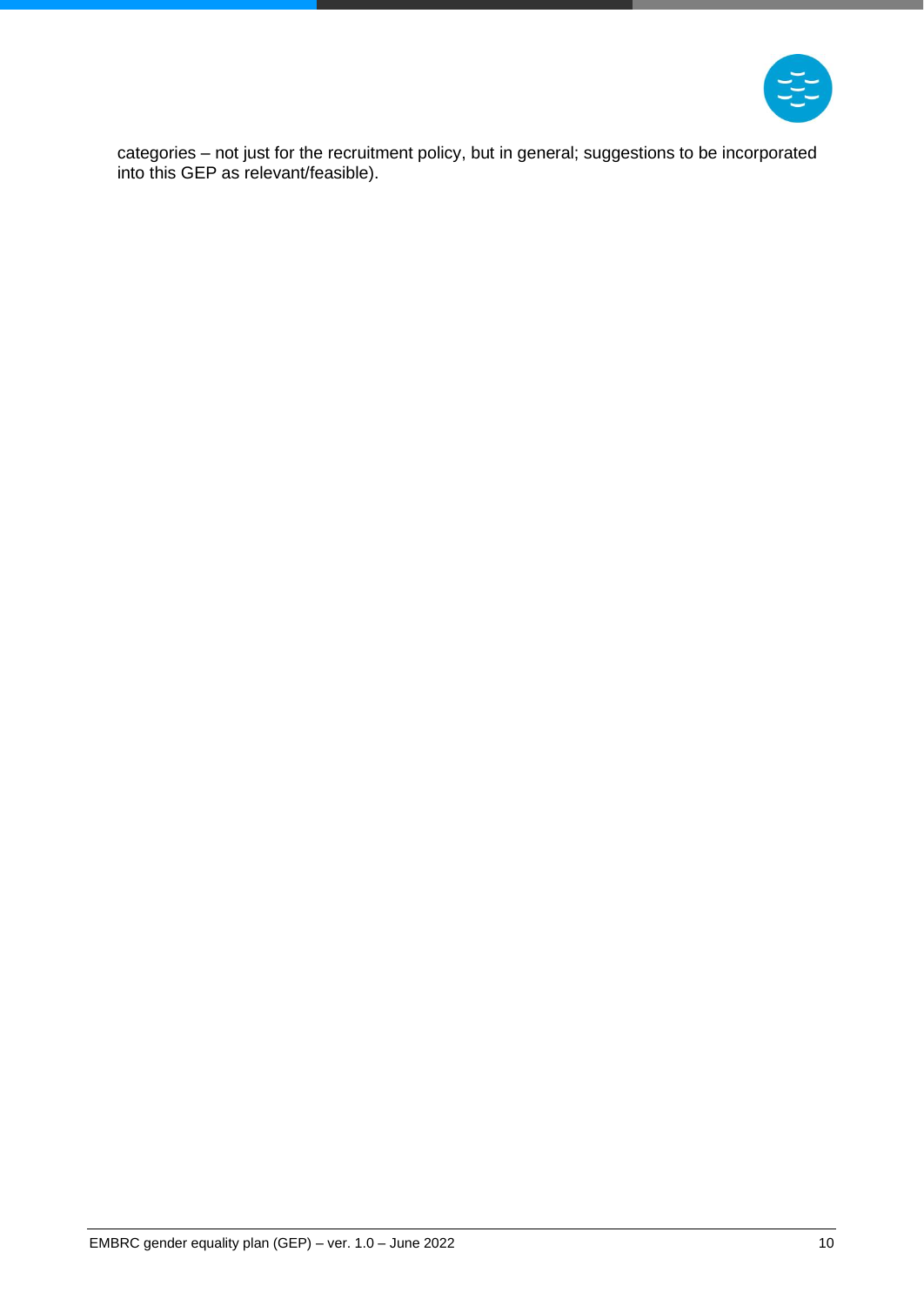categories – not just for the recruitment policy, but in general; suggestions to be incorporated into this GEP as relevant/feasible).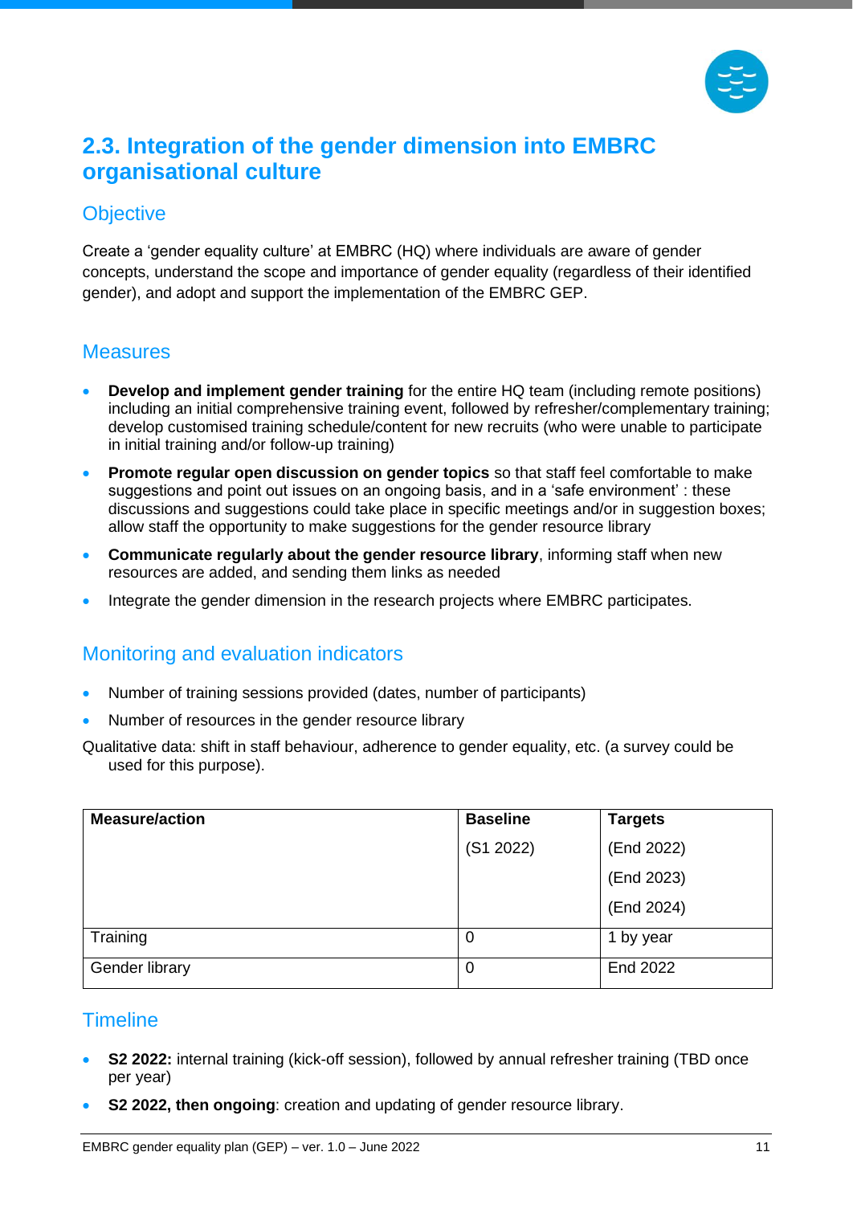## 2.3. Integration of the gender dimension into EMBRC organisational culture

### Objective

Create a 'gender equality culture' at EMBRC (HQ) where individuals are aware of gender concepts, understand the scope and importance of gender equality (regardless of their identified gender), and adopt and support the implementation of the EMBRC GEP.

### Measures

- **Develop and implement gender training** for the entire HQ team (including remote positions) including an initial comprehensive training event, followed by refresher/complementary training; develop customised training schedule/content for new recruits (who were unable to participate in initial training and/or follow-up training)
- **Promote regular open discussion on gender topics** so that staff feel comfortable to make suggestions and point out issues on an ongoing basis, and in a 'safe environment' : these discussions and suggestions could take place in specific meetings and/or in suggestion boxes; allow staff the opportunity to make suggestions for the gender resource library
- **Communicate regularly about the gender resource library**, informing staff when new resources are added, and sending them links as needed
- Integrate the gender dimension in the research projects where EMBRC participates.

### Monitoring and evaluation indicators

- Number of training sessions provided (dates, number of participants)
- Number of resources in the gender resource library

Qualitative data: shift in staff behaviour, adherence to gender equality, etc. (a survey could be used for this purpose).

| Measure/action | Baseline (S1 2022) | Targets (End 2022) (End 2023) (End 2024) |
|---|---|---|
| Training | 0 | 1 by year |
| Gender library | 0 | End 2022 |

### Timeline

- **S2 2022:** internal training (kick-off session), followed by annual refresher training (TBD once per year)
- **S2 2022, then ongoing**: creation and updating of gender resource library.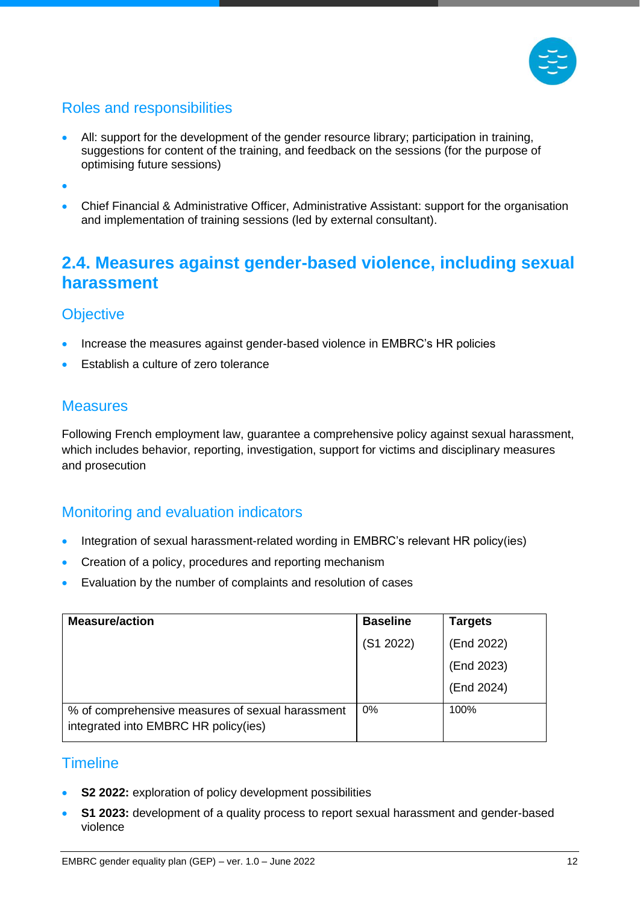### Roles and responsibilities

- All: support for the development of the gender resource library; participation in training, suggestions for content of the training, and feedback on the sessions (for the purpose of optimising future sessions)
- 
- Chief Financial & Administrative Officer, Administrative Assistant: support for the organisation and implementation of training sessions (led by external consultant).

## 2.4. Measures against gender-based violence, including sexual harassment

### Objective

- Increase the measures against gender-based violence in EMBRC's HR policies
- Establish a culture of zero tolerance

### Measures

Following French employment law, guarantee a comprehensive policy against sexual harassment, which includes behavior, reporting, investigation, support for victims and disciplinary measures and prosecution

### Monitoring and evaluation indicators

- Integration of sexual harassment-related wording in EMBRC's relevant HR policy(ies)
- Creation of a policy, procedures and reporting mechanism
- Evaluation by the number of complaints and resolution of cases

| Measure/action | Baseline (S1 2022) | Targets (End 2022) (End 2023) (End 2024) |
|---|---|---|
| % of comprehensive measures of sexual harassment integrated into EMBRC HR policy(ies) | 0% | 100% |

### Timeline

- **S2 2022:** exploration of policy development possibilities
- **S1 2023:** development of a quality process to report sexual harassment and gender-based violence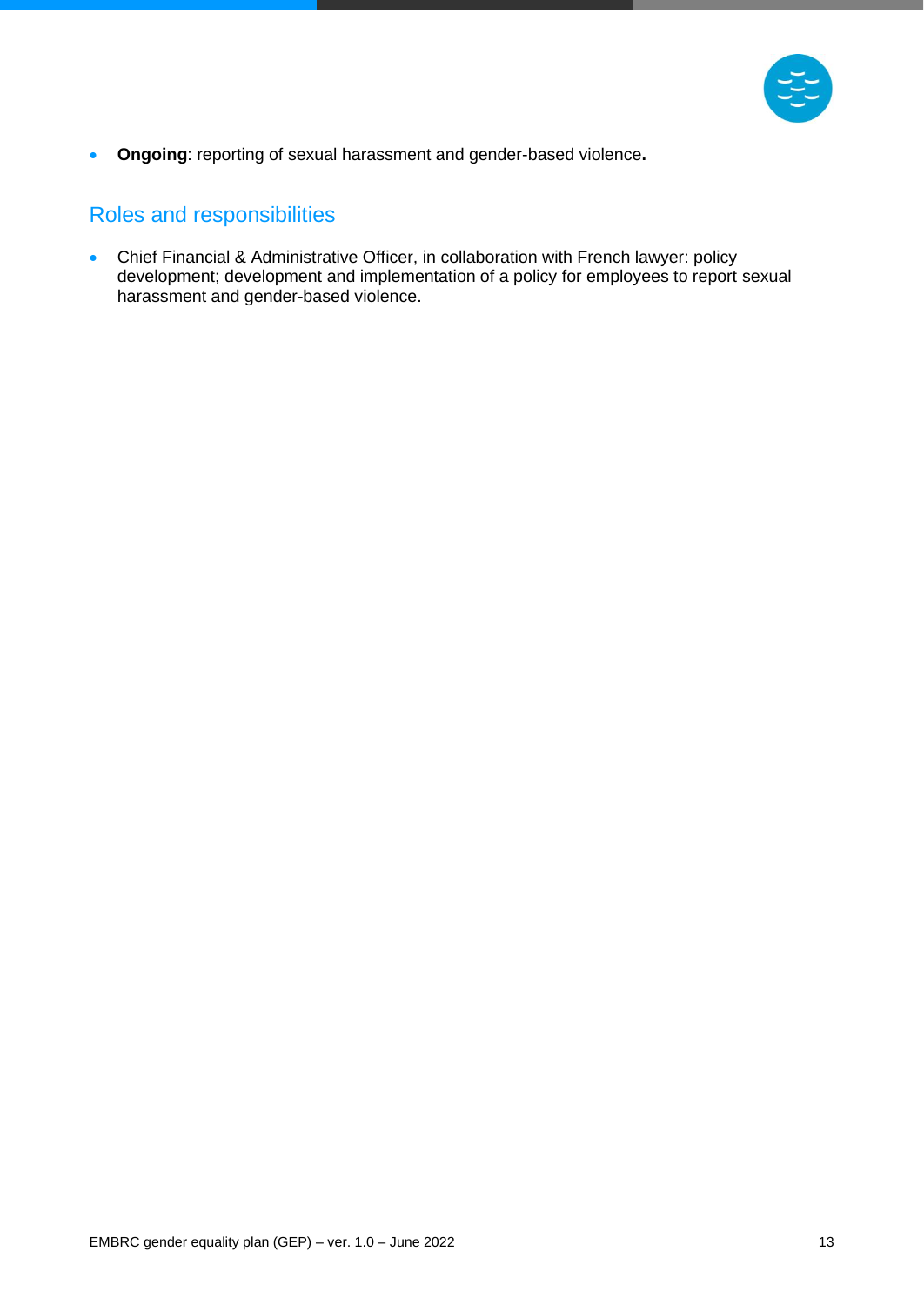- **Ongoing**: reporting of sexual harassment and gender-based violence**.**

## Roles and responsibilities

- Chief Financial & Administrative Officer, in collaboration with French lawyer: policy development; development and implementation of a policy for employees to report sexual harassment and gender-based violence.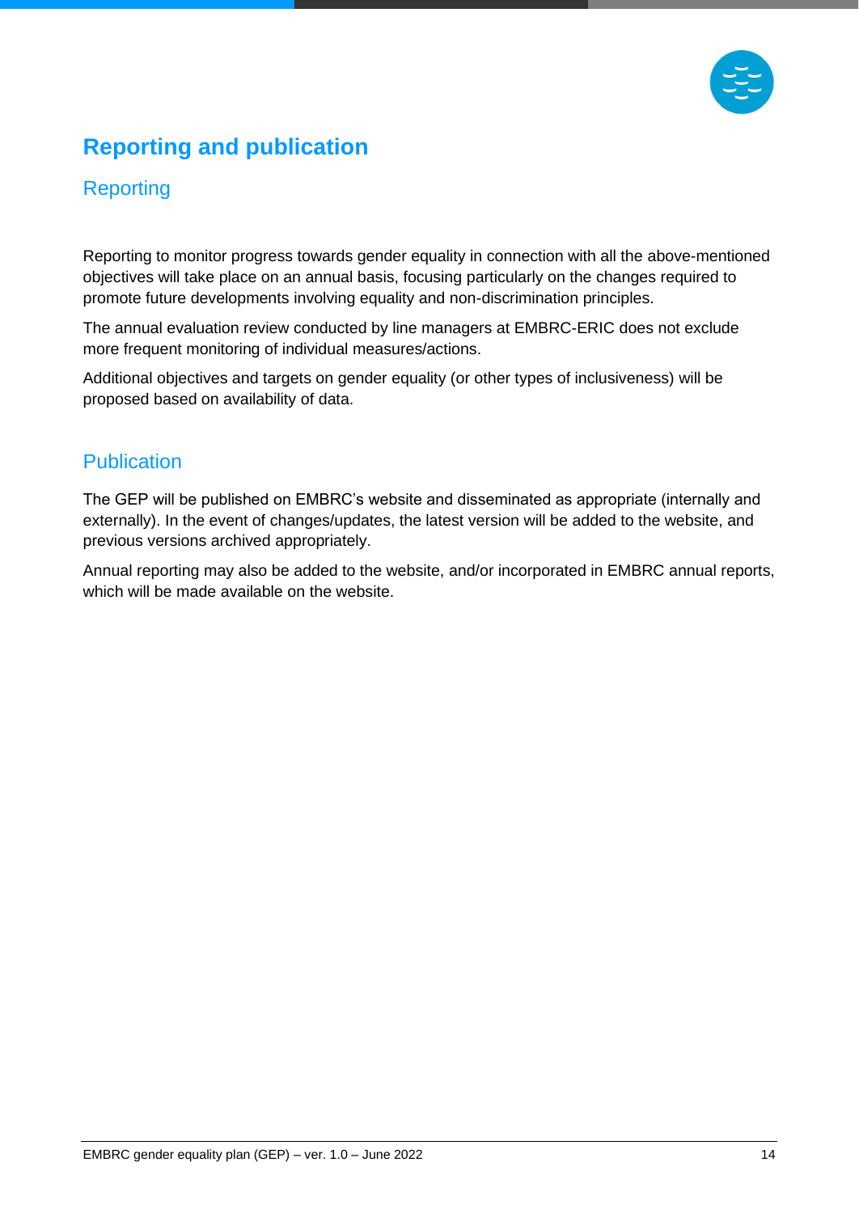## Reporting and publication

### Reporting

Reporting to monitor progress towards gender equality in connection with all the above-mentioned objectives will take place on an annual basis, focusing particularly on the changes required to promote future developments involving equality and non-discrimination principles.

The annual evaluation review conducted by line managers at EMBRC-ERIC does not exclude more frequent monitoring of individual measures/actions.

Additional objectives and targets on gender equality (or other types of inclusiveness) will be proposed based on availability of data.

### Publication

The GEP will be published on EMBRC's website and disseminated as appropriate (internally and externally). In the event of changes/updates, the latest version will be added to the website, and previous versions archived appropriately.

Annual reporting may also be added to the website, and/or incorporated in EMBRC annual reports, which will be made available on the website.